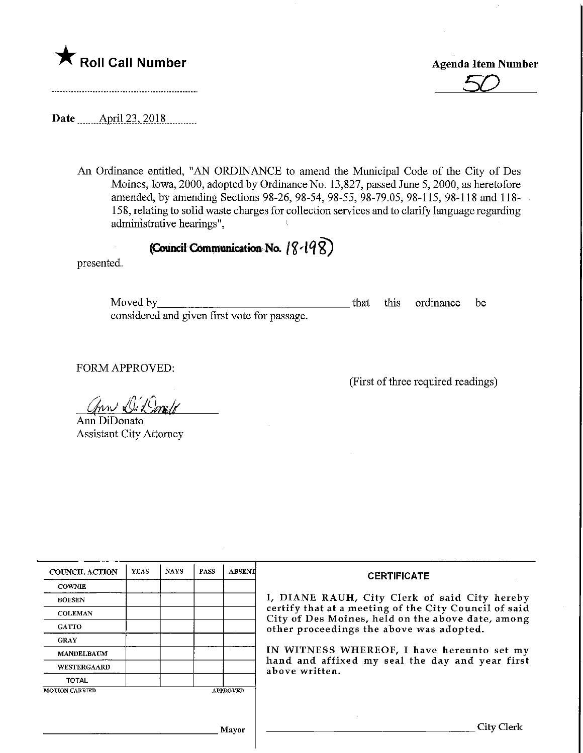★ **Roll Call Number**

**Agenda Item Number**

50

Date April 23, 2018

An Ordinance entitled, "AN ORDINANCE to amend the Municipal Code of the City of Des Moines, Iowa, 2000, adopted by Ordinance No. 13,827, passed June 5, 2000, as heretofore amended, by amending Sections 98-26, 98-54, 98-55, 98-79.05, 98-115, 98-118 and 118-158, relating to solid waste charges for collection services and to clarify language regarding administrative hearings",

**(Council Communication No. 18-198)**

presented.

Moved by ______________________ that this ordinance be considered and given first vote for passage.

FORM APPROVED:

(First of three required readings)

Ann DiDonato
Assistant City Attorney

| COUNCIL ACTION | YEAS | NAYS | PASS | ABSENT |
| --- | --- | --- | --- | --- |
| COWNIE | | | | |
| BOESEN | | | | |
| COLEMAN | | | | |
| GATTO | | | | |
| GRAY | | | | |
| MANDELBAUM | | | | |
| WESTERGAARD | | | | |
| TOTAL | | | | |

MOTION CARRIED APPROVED

______________________ Mayor

**CERTIFICATE**

I, DIANE RAUH, City Clerk of said City hereby certify that at a meeting of the City Council of said City of Des Moines, held on the above date, among other proceedings the above was adopted.

IN WITNESS WHEREOF, I have hereunto set my hand and affixed my seal the day and year first above written.

______________________ City Clerk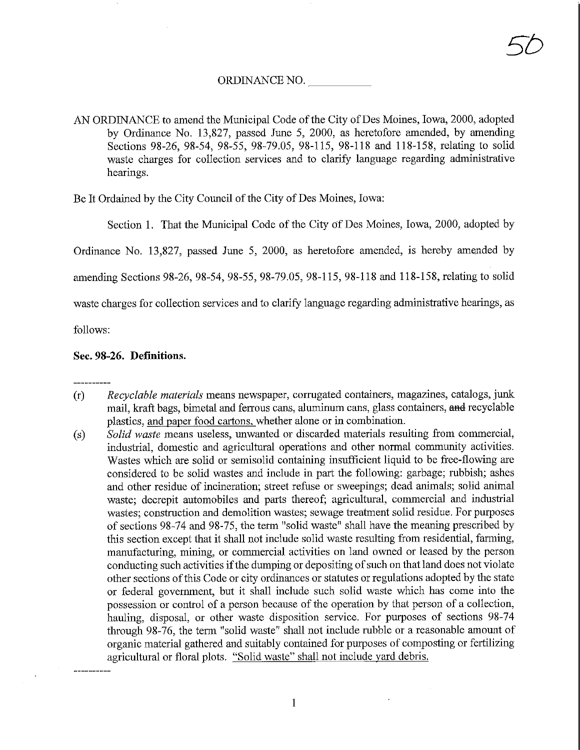ORDINANCE NO. ___________

AN ORDINANCE to amend the Municipal Code of the City of Des Moines, Iowa, 2000, adopted by Ordinance No. 13,827, passed June 5, 2000, as heretofore amended, by amending Sections 98-26, 98-54, 98-55, 98-79.05, 98-115, 98-118 and 118-158, relating to solid waste charges for collection services and to clarify language regarding administrative hearings.

Be It Ordained by the City Council of the City of Des Moines, Iowa:

Section 1. That the Municipal Code of the City of Des Moines, Iowa, 2000, adopted by Ordinance No. 13,827, passed June 5, 2000, as heretofore amended, is hereby amended by amending Sections 98-26, 98-54, 98-55, 98-79.05, 98-115, 98-118 and 118-158, relating to solid waste charges for collection services and to clarify language regarding administrative hearings, as follows:

**Sec. 98-26. Definitions.**

----------

(r) *Recyclable materials* means newspaper, corrugated containers, magazines, catalogs, junk mail, kraft bags, bimetal and ferrous cans, aluminum cans, glass containers, ~~and~~ recyclable plastics, and paper food cartons, whether alone or in combination.

(s) *Solid waste* means useless, unwanted or discarded materials resulting from commercial, industrial, domestic and agricultural operations and other normal community activities. Wastes which are solid or semisolid containing insufficient liquid to be free-flowing are considered to be solid wastes and include in part the following: garbage; rubbish; ashes and other residue of incineration; street refuse or sweepings; dead animals; solid animal waste; decrepit automobiles and parts thereof; agricultural, commercial and industrial wastes; construction and demolition wastes; sewage treatment solid residue. For purposes of sections 98-74 and 98-75, the term "solid waste" shall have the meaning prescribed by this section except that it shall not include solid waste resulting from residential, farming, manufacturing, mining, or commercial activities on land owned or leased by the person conducting such activities if the dumping or depositing of such on that land does not violate other sections of this Code or city ordinances or statutes or regulations adopted by the state or federal government, but it shall include such solid waste which has come into the possession or control of a person because of the operation by that person of a collection, hauling, disposal, or other waste disposition service. For purposes of sections 98-74 through 98-76, the term "solid waste" shall not include rubble or a reasonable amount of organic material gathered and suitably contained for purposes of composting or fertilizing agricultural or floral plots. "Solid waste" shall not include yard debris.

----------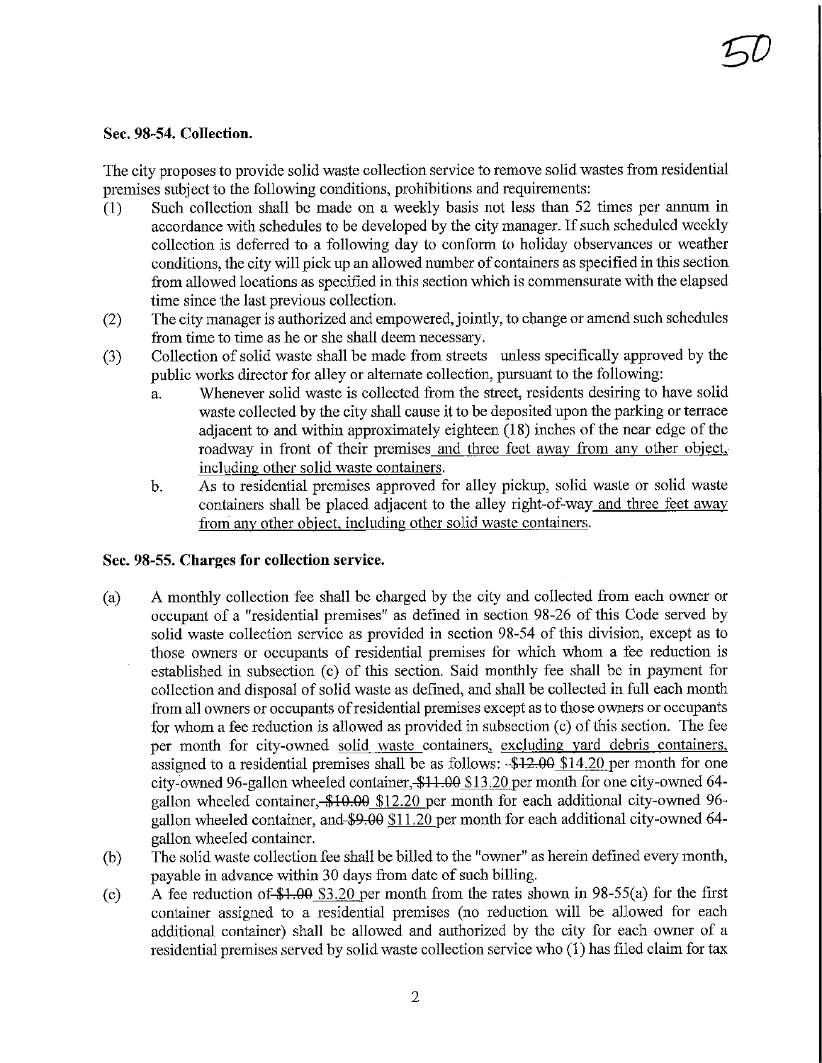## Sec. 98-54. Collection.

The city proposes to provide solid waste collection service to remove solid wastes from residential premises subject to the following conditions, prohibitions and requirements:

(1) Such collection shall be made on a weekly basis not less than 52 times per annum in accordance with schedules to be developed by the city manager. If such scheduled weekly collection is deferred to a following day to conform to holiday observances or weather conditions, the city will pick up an allowed number of containers as specified in this section from allowed locations as specified in this section which is commensurate with the elapsed time since the last previous collection.

(2) The city manager is authorized and empowered, jointly, to change or amend such schedules from time to time as he or she shall deem necessary.

(3) Collection of solid waste shall be made from streets unless specifically approved by the public works director for alley or alternate collection, pursuant to the following:

   a. Whenever solid waste is collected from the street, residents desiring to have solid waste collected by the city shall cause it to be deposited upon the parking or terrace adjacent to and within approximately eighteen (18) inches of the near edge of the roadway in front of their premises and three feet away from any other object, including other solid waste containers.

   b. As to residential premises approved for alley pickup, solid waste or solid waste containers shall be placed adjacent to the alley right-of-way and three feet away from any other object, including other solid waste containers.

## Sec. 98-55. Charges for collection service.

(a) A monthly collection fee shall be charged by the city and collected from each owner or occupant of a "residential premises" as defined in section 98-26 of this Code served by solid waste collection service as provided in section 98-54 of this division, except as to those owners or occupants of residential premises for which whom a fee reduction is established in subsection (c) of this section. Said monthly fee shall be in payment for collection and disposal of solid waste as defined, and shall be collected in full each month from all owners or occupants of residential premises except as to those owners or occupants for whom a fee reduction is allowed as provided in subsection (c) of this section. The fee per month for city-owned solid waste containers, excluding yard debris containers, assigned to a residential premises shall be as follows: ~~$12.00~~ $14.20 per month for one city-owned 96-gallon wheeled container, ~~$11.00~~ $13.20 per month for one city-owned 64-gallon wheeled container, ~~$10.00~~ $12.20 per month for each additional city-owned 96-gallon wheeled container, and ~~$9.00~~ $11.20 per month for each additional city-owned 64-gallon wheeled container.

(b) The solid waste collection fee shall be billed to the "owner" as herein defined every month, payable in advance within 30 days from date of such billing.

(c) A fee reduction of ~~$1.00~~ $3.20 per month from the rates shown in 98-55(a) for the first container assigned to a residential premises (no reduction will be allowed for each additional container) shall be allowed and authorized by the city for each owner of a residential premises served by solid waste collection service who (1) has filed claim for tax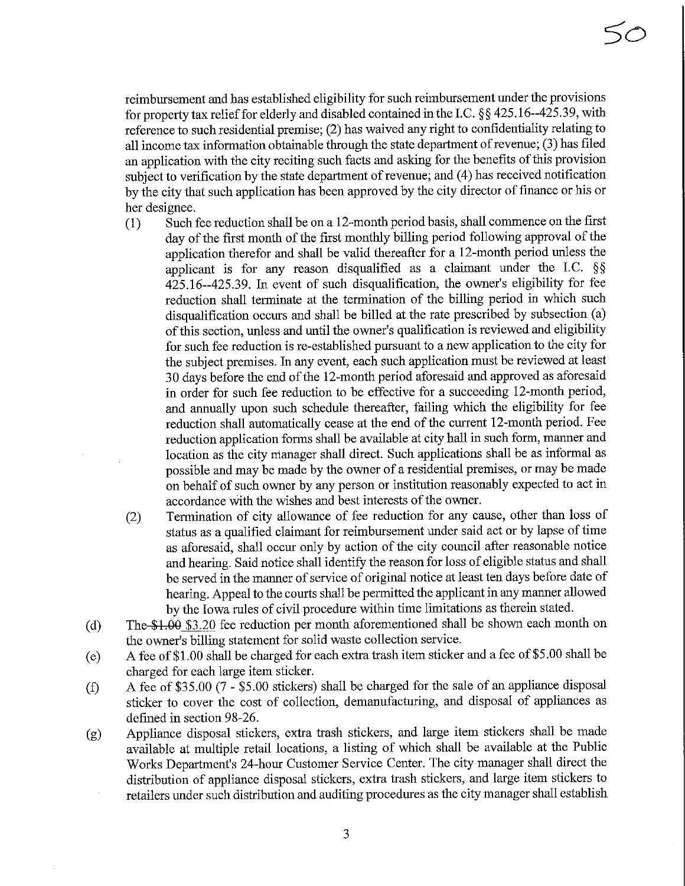reimbursement and has established eligibility for such reimbursement under the provisions for property tax relief for elderly and disabled contained in the I.C. §§ 425.16--425.39, with reference to such residential premise; (2) has waived any right to confidentiality relating to all income tax information obtainable through the state department of revenue; (3) has filed an application with the city reciting such facts and asking for the benefits of this provision subject to verification by the state department of revenue; and (4) has received notification by the city that such application has been approved by the city director of finance or his or her designee.

(1) Such fee reduction shall be on a 12-month period basis, shall commence on the first day of the first month of the first monthly billing period following approval of the application therefor and shall be valid thereafter for a 12-month period unless the applicant is for any reason disqualified as a claimant under the I.C. §§ 425.16--425.39. In event of such disqualification, the owner's eligibility for fee reduction shall terminate at the termination of the billing period in which such disqualification occurs and shall be billed at the rate prescribed by subsection (a) of this section, unless and until the owner's qualification is reviewed and eligibility for such fee reduction is re-established pursuant to a new application to the city for the subject premises. In any event, each such application must be reviewed at least 30 days before the end of the 12-month period aforesaid and approved as aforesaid in order for such fee reduction to be effective for a succeeding 12-month period, and annually upon such schedule thereafter, failing which the eligibility for fee reduction shall automatically cease at the end of the current 12-month period. Fee reduction application forms shall be available at city hall in such form, manner and location as the city manager shall direct. Such applications shall be as informal as possible and may be made by the owner of a residential premises, or may be made on behalf of such owner by any person or institution reasonably expected to act in accordance with the wishes and best interests of the owner.

(2) Termination of city allowance of fee reduction for any cause, other than loss of status as a qualified claimant for reimbursement under said act or by lapse of time as aforesaid, shall occur only by action of the city council after reasonable notice and hearing. Said notice shall identify the reason for loss of eligible status and shall be served in the manner of service of original notice at least ten days before date of hearing. Appeal to the courts shall be permitted the applicant in any manner allowed by the Iowa rules of civil procedure within time limitations as therein stated.

(d) The ~~$1.00~~ $3.20 fee reduction per month aforementioned shall be shown each month on the owner's billing statement for solid waste collection service.

(e) A fee of $1.00 shall be charged for each extra trash item sticker and a fee of $5.00 shall be charged for each large item sticker.

(f) A fee of $35.00 (7 - $5.00 stickers) shall be charged for the sale of an appliance disposal sticker to cover the cost of collection, demanufacturing, and disposal of appliances as defined in section 98-26.

(g) Appliance disposal stickers, extra trash stickers, and large item stickers shall be made available at multiple retail locations, a listing of which shall be available at the Public Works Department's 24-hour Customer Service Center. The city manager shall direct the distribution of appliance disposal stickers, extra trash stickers, and large item stickers to retailers under such distribution and auditing procedures as the city manager shall establish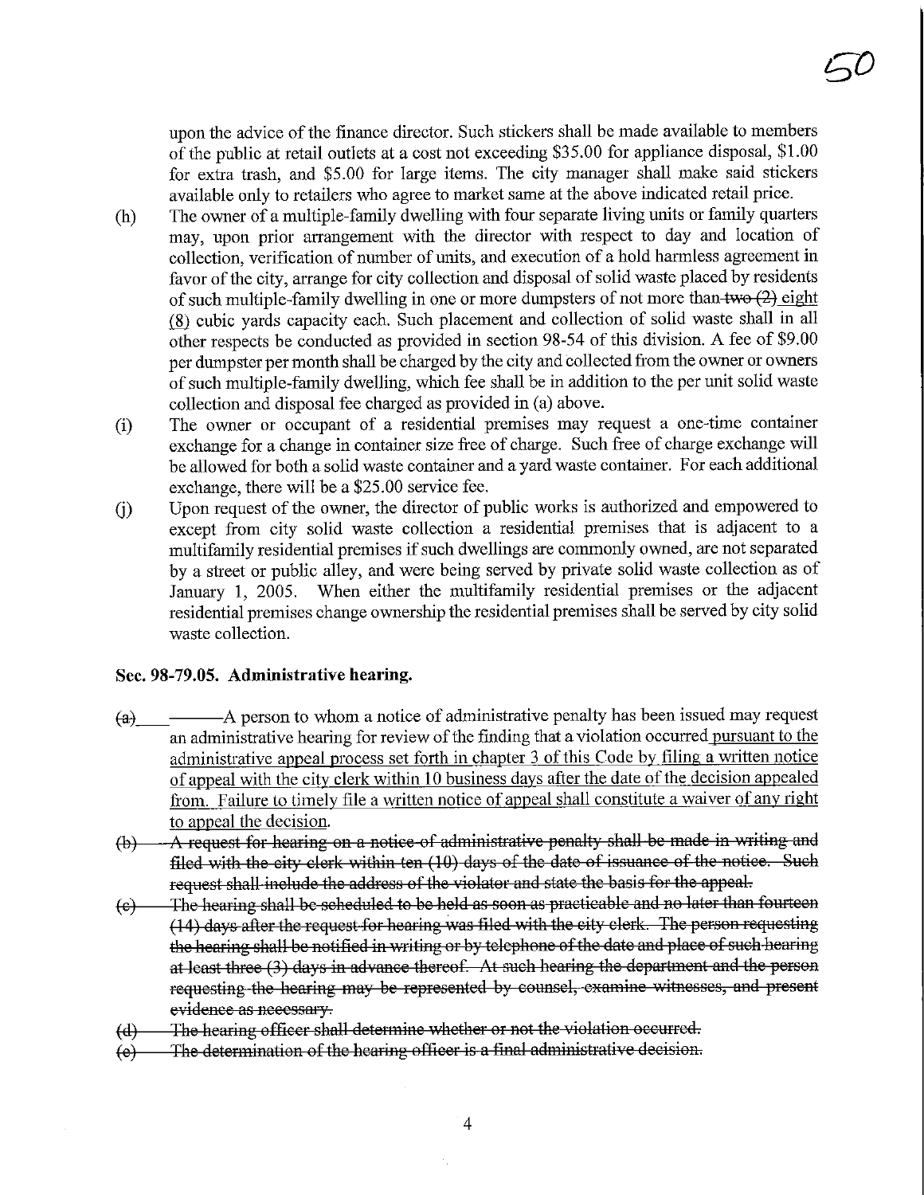upon the advice of the finance director. Such stickers shall be made available to members of the public at retail outlets at a cost not exceeding $35.00 for appliance disposal, $1.00 for extra trash, and $5.00 for large items. The city manager shall make said stickers available only to retailers who agree to market same at the above indicated retail price.

(h) The owner of a multiple-family dwelling with four separate living units or family quarters may, upon prior arrangement with the director with respect to day and location of collection, verification of number of units, and execution of a hold harmless agreement in favor of the city, arrange for city collection and disposal of solid waste placed by residents of such multiple-family dwelling in one or more dumpsters of not more than ~~two (2)~~ <u>eight (8)</u> cubic yards capacity each. Such placement and collection of solid waste shall in all other respects be conducted as provided in section 98-54 of this division. A fee of $9.00 per dumpster per month shall be charged by the city and collected from the owner or owners of such multiple-family dwelling, which fee shall be in addition to the per unit solid waste collection and disposal fee charged as provided in (a) above.

(i) The owner or occupant of a residential premises may request a one-time container exchange for a change in container size free of charge. Such free of charge exchange will be allowed for both a solid waste container and a yard waste container. For each additional exchange, there will be a $25.00 service fee.

(j) Upon request of the owner, the director of public works is authorized and empowered to except from city solid waste collection a residential premises that is adjacent to a multifamily residential premises if such dwellings are commonly owned, are not separated by a street or public alley, and were being served by private solid waste collection as of January 1, 2005. When either the multifamily residential premises or the adjacent residential premises change ownership the residential premises shall be served by city solid waste collection.

### Sec. 98-79.05. Administrative hearing.

~~(a)~~ ——— A person to whom a notice of administrative penalty has been issued may request an administrative hearing for review of the finding that a violation occurred <u>pursuant to the administrative appeal process set forth in chapter 3 of this Code by filing a written notice of appeal with the city clerk within 10 business days after the date of the decision appealed from. Failure to timely file a written notice of appeal shall constitute a waiver of any right to appeal the decision</u>.

~~(b) A request for hearing on a notice of administrative penalty shall be made in writing and filed with the city clerk within ten (10) days of the date of issuance of the notice. Such request shall include the address of the violator and state the basis for the appeal.~~

~~(c) The hearing shall be scheduled to be held as soon as practicable and no later than fourteen (14) days after the request for hearing was filed with the city clerk. The person requesting the hearing shall be notified in writing or by telephone of the date and place of such hearing at least three (3) days in advance thereof. At such hearing the department and the person requesting the hearing may be represented by counsel, examine witnesses, and present evidence as necessary.~~

~~(d) The hearing officer shall determine whether or not the violation occurred.~~

~~(e) The determination of the hearing officer is a final administrative decision.~~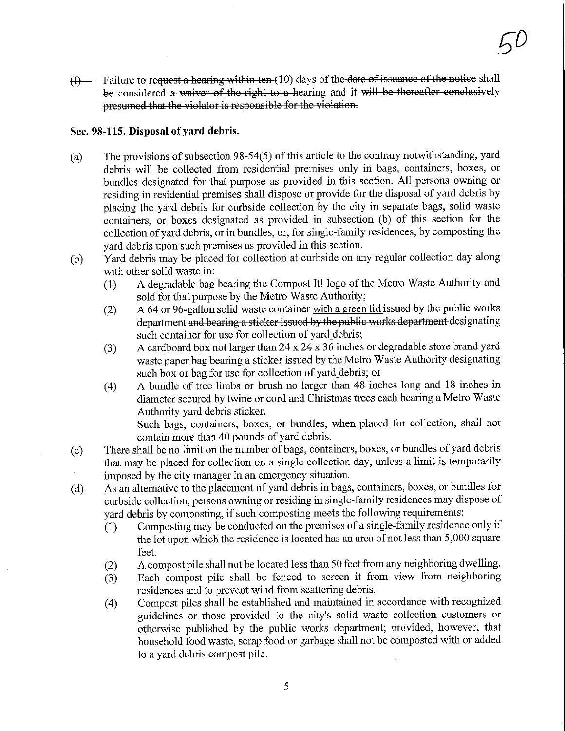~~(f) Failure to request a hearing within ten (10) days of the date of issuance of the notice shall be considered a waiver of the right to a hearing and it will be thereafter conclusively presumed that the violator is responsible for the violation.~~

**Sec. 98-115. Disposal of yard debris.**

(a) The provisions of subsection 98-54(5) of this article to the contrary notwithstanding, yard debris will be collected from residential premises only in bags, containers, boxes, or bundles designated for that purpose as provided in this section. All persons owning or residing in residential premises shall dispose or provide for the disposal of yard debris by placing the yard debris for curbside collection by the city in separate bags, solid waste containers, or boxes designated as provided in subsection (b) of this section for the collection of yard debris, or in bundles, or, for single-family residences, by composting the yard debris upon such premises as provided in this section.

(b) Yard debris may be placed for collection at curbside on any regular collection day along with other solid waste in:

  (1) A degradable bag bearing the Compost It! logo of the Metro Waste Authority and sold for that purpose by the Metro Waste Authority;

  (2) A 64 or 96-gallon solid waste container <u>with a green lid</u> issued by the public works department ~~and bearing a sticker issued by the public works department~~ designating such container for use for collection of yard debris;

  (3) A cardboard box not larger than 24 x 24 x 36 inches or degradable store brand yard waste paper bag bearing a sticker issued by the Metro Waste Authority designating such box or bag for use for collection of yard debris; or

  (4) A bundle of tree limbs or brush no larger than 48 inches long and 18 inches in diameter secured by twine or cord and Christmas trees each bearing a Metro Waste Authority yard debris sticker.

  Such bags, containers, boxes, or bundles, when placed for collection, shall not contain more than 40 pounds of yard debris.

(c) There shall be no limit on the number of bags, containers, boxes, or bundles of yard debris that may be placed for collection on a single collection day, unless a limit is temporarily imposed by the city manager in an emergency situation.

(d) As an alternative to the placement of yard debris in bags, containers, boxes, or bundles for curbside collection, persons owning or residing in single-family residences may dispose of yard debris by composting, if such composting meets the following requirements:

  (1) Composting may be conducted on the premises of a single-family residence only if the lot upon which the residence is located has an area of not less than 5,000 square feet.

  (2) A compost pile shall not be located less than 50 feet from any neighboring dwelling.

  (3) Each compost pile shall be fenced to screen it from view from neighboring residences and to prevent wind from scattering debris.

  (4) Compost piles shall be established and maintained in accordance with recognized guidelines or those provided to the city's solid waste collection customers or otherwise published by the public works department; provided, however, that household food waste, scrap food or garbage shall not be composted with or added to a yard debris compost pile.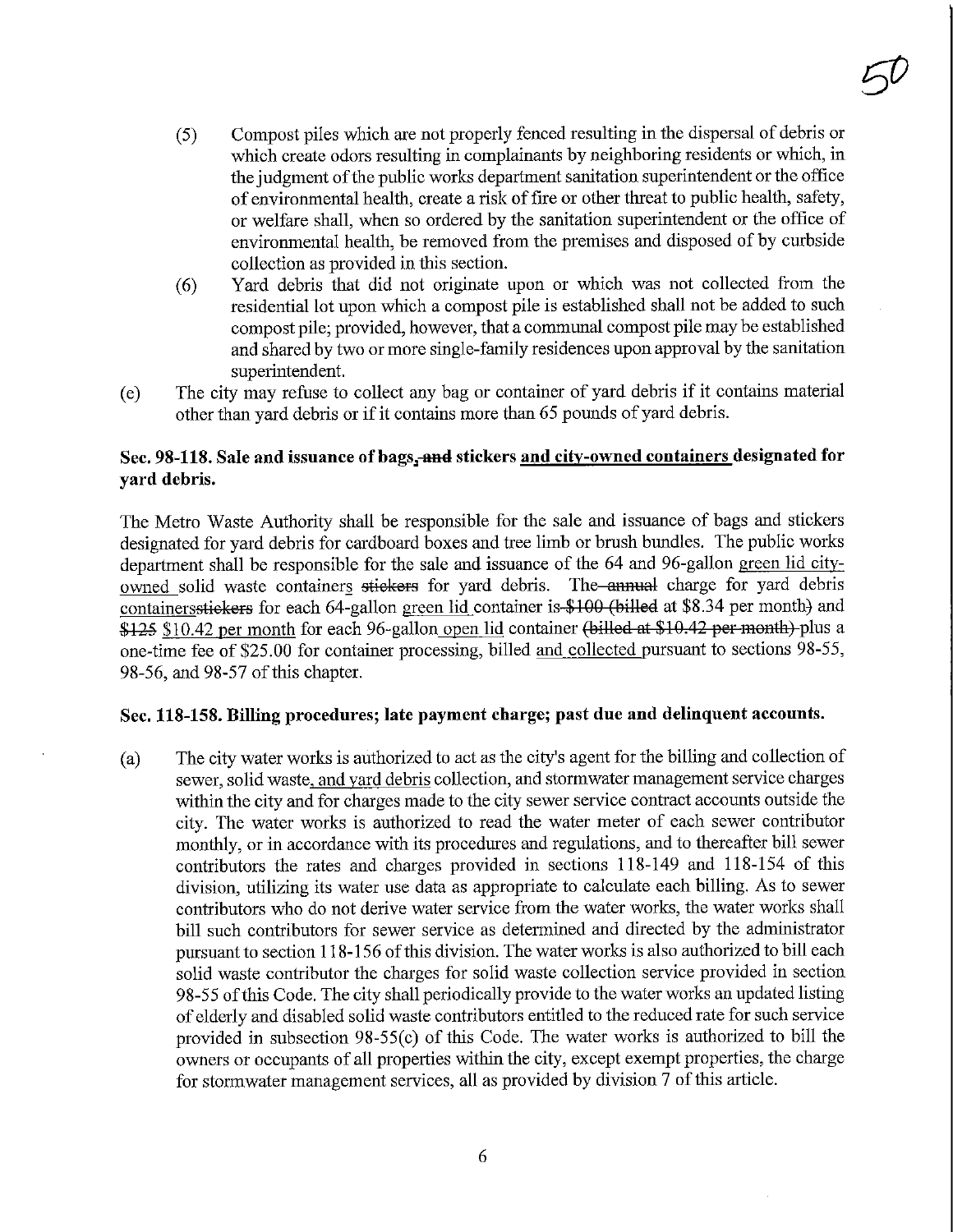(5) Compost piles which are not properly fenced resulting in the dispersal of debris or which create odors resulting in complainants by neighboring residents or which, in the judgment of the public works department sanitation superintendent or the office of environmental health, create a risk of fire or other threat to public health, safety, or welfare shall, when so ordered by the sanitation superintendent or the office of environmental health, be removed from the premises and disposed of by curbside collection as provided in this section.

(6) Yard debris that did not originate upon or which was not collected from the residential lot upon which a compost pile is established shall not be added to such compost pile; provided, however, that a communal compost pile may be established and shared by two or more single-family residences upon approval by the sanitation superintendent.

(e) The city may refuse to collect any bag or container of yard debris if it contains material other than yard debris or if it contains more than 65 pounds of yard debris.

**Sec. 98-118. Sale and issuance of bags~~, and~~ stickers <u>and city-owned containers</u> designated for yard debris.**

The Metro Waste Authority shall be responsible for the sale and issuance of bags and stickers designated for yard debris for cardboard boxes and tree limb or brush bundles. The public works department shall be responsible for the sale and issuance of the 64 and 96-gallon <u>green lid city-owned</u> solid waste containers ~~stickers~~ for yard debris. The ~~annual~~ charge for yard debris <u>containers</u>~~stickers~~ for each 64-gallon <u>green lid</u> container is ~~$100 (billed~~ at $8.34 per month~~)~~ and ~~$125~~ <u>$10.42 per month</u> for each 96-gallon <u>open lid</u> container ~~(billed at $10.42 per month)~~ plus a one-time fee of $25.00 for container processing, billed <u>and collected</u> pursuant to sections 98-55, 98-56, and 98-57 of this chapter.

**Sec. 118-158. Billing procedures; late payment charge; past due and delinquent accounts.**

(a) The city water works is authorized to act as the city's agent for the billing and collection of sewer, solid waste<u>, and yard debris</u> collection, and stormwater management service charges within the city and for charges made to the city sewer service contract accounts outside the city. The water works is authorized to read the water meter of each sewer contributor monthly, or in accordance with its procedures and regulations, and to thereafter bill sewer contributors the rates and charges provided in sections 118-149 and 118-154 of this division, utilizing its water use data as appropriate to calculate each billing. As to sewer contributors who do not derive water service from the water works, the water works shall bill such contributors for sewer service as determined and directed by the administrator pursuant to section 118-156 of this division. The water works is also authorized to bill each solid waste contributor the charges for solid waste collection service provided in section 98-55 of this Code. The city shall periodically provide to the water works an updated listing of elderly and disabled solid waste contributors entitled to the reduced rate for such service provided in subsection 98-55(c) of this Code. The water works is authorized to bill the owners or occupants of all properties within the city, except exempt properties, the charge for stormwater management services, all as provided by division 7 of this article.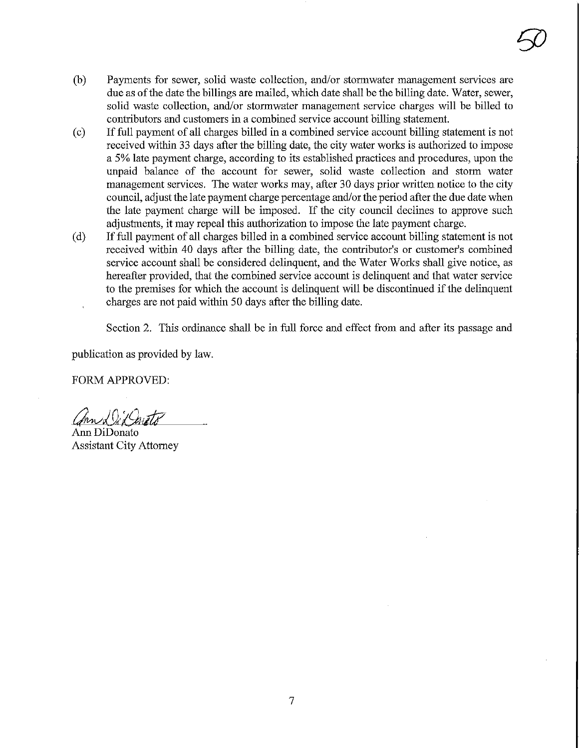(b) Payments for sewer, solid waste collection, and/or stormwater management services are due as of the date the billings are mailed, which date shall be the billing date. Water, sewer, solid waste collection, and/or stormwater management service charges will be billed to contributors and customers in a combined service account billing statement.

(c) If full payment of all charges billed in a combined service account billing statement is not received within 33 days after the billing date, the city water works is authorized to impose a 5% late payment charge, according to its established practices and procedures, upon the unpaid balance of the account for sewer, solid waste collection and storm water management services. The water works may, after 30 days prior written notice to the city council, adjust the late payment charge percentage and/or the period after the due date when the late payment charge will be imposed. If the city council declines to approve such adjustments, it may repeal this authorization to impose the late payment charge.

(d) If full payment of all charges billed in a combined service account billing statement is not received within 40 days after the billing date, the contributor's or customer's combined service account shall be considered delinquent, and the Water Works shall give notice, as hereafter provided, that the combined service account is delinquent and that water service to the premises for which the account is delinquent will be discontinued if the delinquent charges are not paid within 50 days after the billing date.

Section 2. This ordinance shall be in full force and effect from and after its passage and publication as provided by law.

FORM APPROVED:

Ann DiDonato
Assistant City Attorney